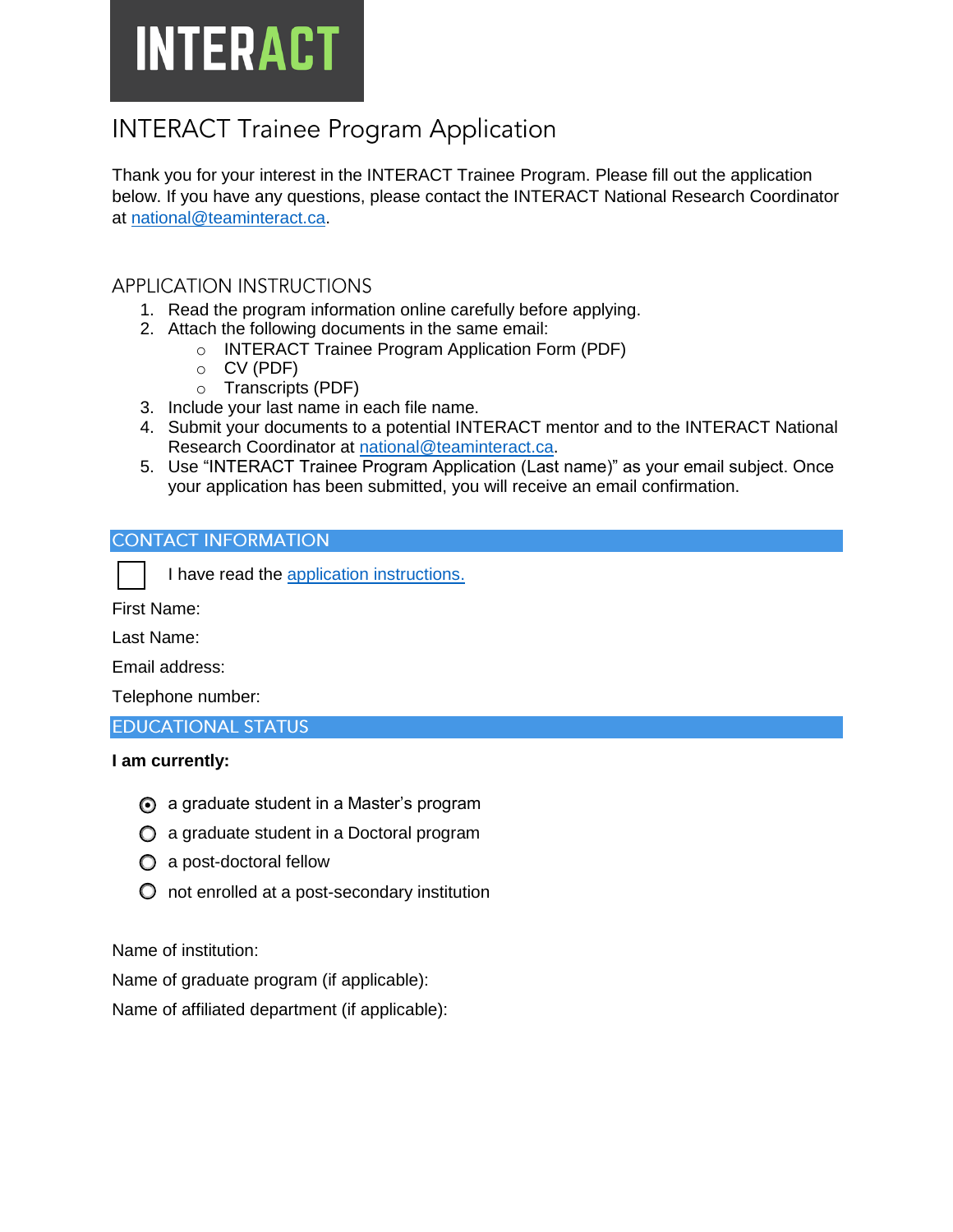# INTERACT

## INTERACT Trainee Program Application

Thank you for your interest in the INTERACT Trainee Program. Please fill out the application below. If you have any questions, please contact the INTERACT National Research Coordinator at national@teaminteract.ca.

### APPLICATION INSTRUCTIONS

1. Read the program information online carefully before applying.
2. Attach the following documents in the same email:
   - INTERACT Trainee Program Application Form (PDF)
   - CV (PDF)
   - Transcripts (PDF)
3. Include your last name in each file name.
4. Submit your documents to a potential INTERACT mentor and to the INTERACT National Research Coordinator at national@teaminteract.ca.
5. Use "INTERACT Trainee Program Application (Last name)" as your email subject. Once your application has been submitted, you will receive an email confirmation.

### CONTACT INFORMATION

☐ I have read the application instructions.

First Name:

Last Name:

Email address:

Telephone number:

### EDUCATIONAL STATUS

**I am currently:**

- ◉ a graduate student in a Master's program
- ○ a graduate student in a Doctoral program
- ○ a post-doctoral fellow
- ○ not enrolled at a post-secondary institution

Name of institution:

Name of graduate program (if applicable):

Name of affiliated department (if applicable):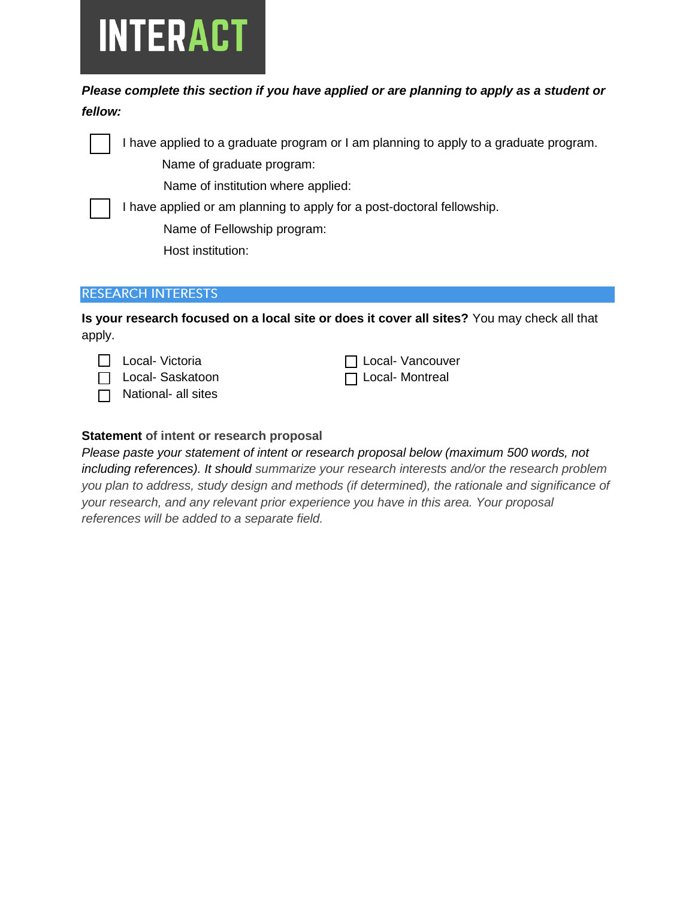**INTERACT**

***Please complete this section if you have applied or are planning to apply as a student or fellow:***

- ☐ I have applied to a graduate program or I am planning to apply to a graduate program.
  - Name of graduate program:
  - Name of institution where applied:
- ☐ I have applied or am planning to apply for a post-doctoral fellowship.
  - Name of Fellowship program:
  - Host institution:

## RESEARCH INTERESTS

**Is your research focused on a local site or does it cover all sites?** You may check all that apply.

- ☐ Local- Victoria
- ☐ Local- Saskatoon
- ☐ National- all sites
- ☐ Local- Vancouver
- ☐ Local- Montreal

**Statement of intent or research proposal**

*Please paste your statement of intent or research proposal below (maximum 500 words, not including references). It should summarize your research interests and/or the research problem you plan to address, study design and methods (if determined), the rationale and significance of your research, and any relevant prior experience you have in this area. Your proposal references will be added to a separate field.*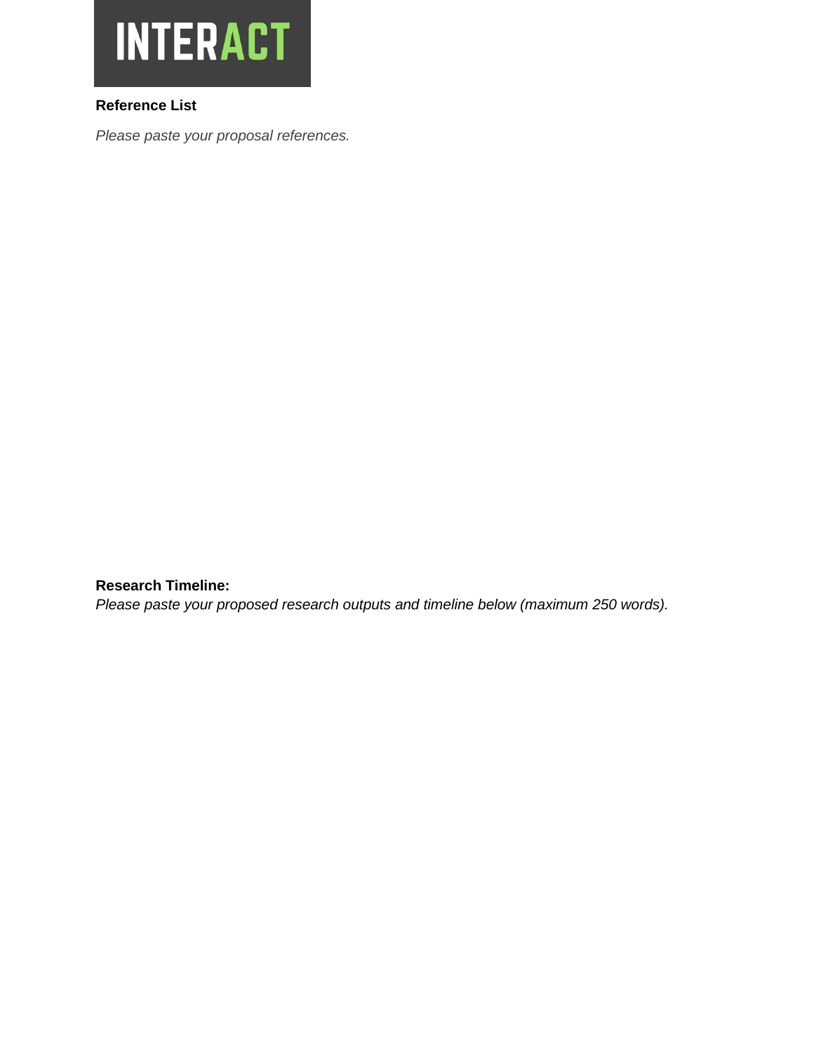INTERACT

**Reference List**

*Please paste your proposal references.*

**Research Timeline:**

*Please paste your proposed research outputs and timeline below (maximum 250 words).*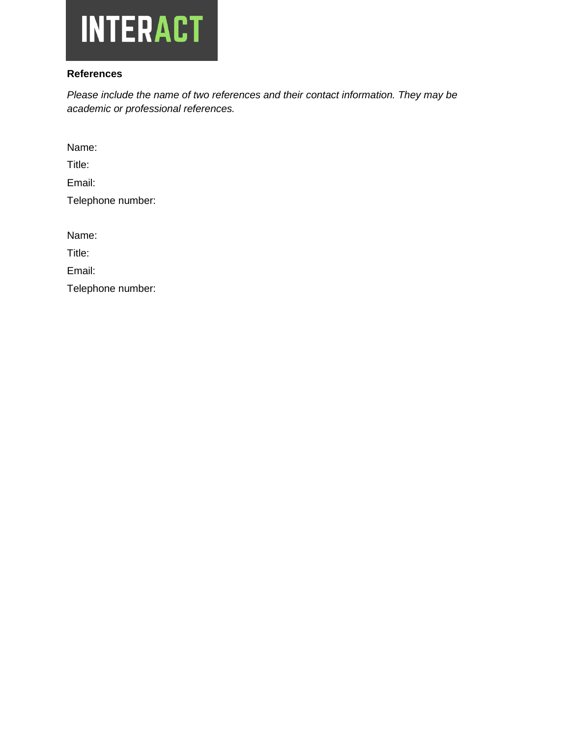INTERACT

**References**

*Please include the name of two references and their contact information. They may be academic or professional references.*

Name:

Title:

Email:

Telephone number:

Name:

Title:

Email:

Telephone number: